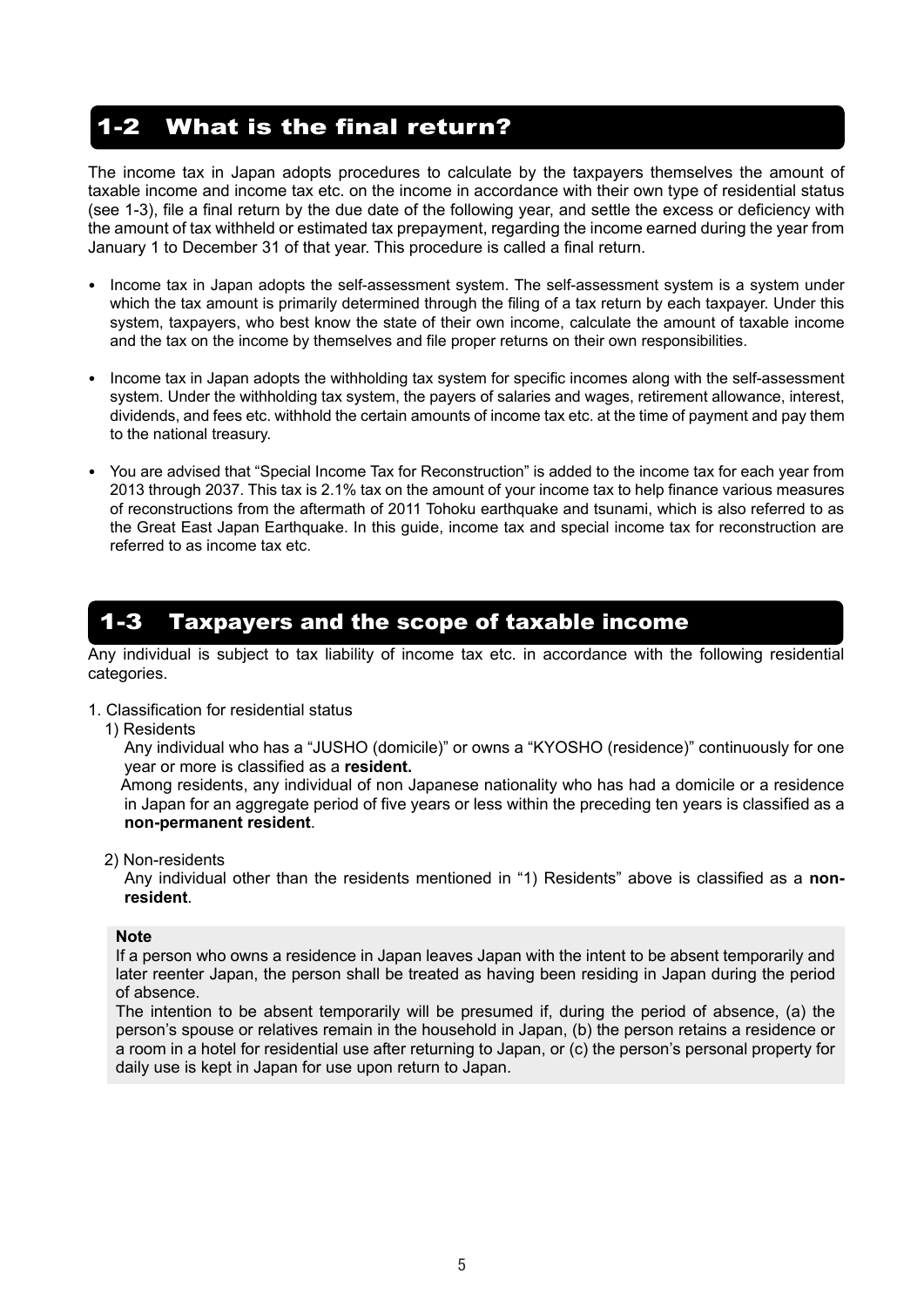## 1-2 What is the final return?

The income tax in Japan adopts procedures to calculate by the taxpayers themselves the amount of taxable income and income tax etc. on the income in accordance with their own type of residential status (see 1-3), file a final return by the due date of the following year, and settle the excess or deficiency with the amount of tax withheld or estimated tax prepayment, regarding the income earned during the year from January 1 to December 31 of that year. This procedure is called a final return.

- Income tax in Japan adopts the self-assessment system. The self-assessment system is a system under which the tax amount is primarily determined through the filing of a tax return by each taxpayer. Under this system, taxpayers, who best know the state of their own income, calculate the amount of taxable income and the tax on the income by themselves and file proper returns on their own responsibilities.

- Income tax in Japan adopts the withholding tax system for specific incomes along with the self-assessment system. Under the withholding tax system, the payers of salaries and wages, retirement allowance, interest, dividends, and fees etc. withhold the certain amounts of income tax etc. at the time of payment and pay them to the national treasury.

- You are advised that "Special Income Tax for Reconstruction" is added to the income tax for each year from 2013 through 2037. This tax is 2.1% tax on the amount of your income tax to help finance various measures of reconstructions from the aftermath of 2011 Tohoku earthquake and tsunami, which is also referred to as the Great East Japan Earthquake. In this guide, income tax and special income tax for reconstruction are referred to as income tax etc.

## 1-3 Taxpayers and the scope of taxable income

Any individual is subject to tax liability of income tax etc. in accordance with the following residential categories.

1. Classification for residential status

   1) Residents

   Any individual who has a "JUSHO (domicile)" or owns a "KYOSHO (residence)" continuously for one year or more is classified as a **resident.**

   Among residents, any individual of non Japanese nationality who has had a domicile or a residence in Japan for an aggregate period of five years or less within the preceding ten years is classified as a **non-permanent resident**.

   2) Non-residents

   Any individual other than the residents mentioned in "1) Residents" above is classified as a **non-resident**.

**Note**

If a person who owns a residence in Japan leaves Japan with the intent to be absent temporarily and later reenter Japan, the person shall be treated as having been residing in Japan during the period of absence.

The intention to be absent temporarily will be presumed if, during the period of absence, (a) the person's spouse or relatives remain in the household in Japan, (b) the person retains a residence or a room in a hotel for residential use after returning to Japan, or (c) the person's personal property for daily use is kept in Japan for use upon return to Japan.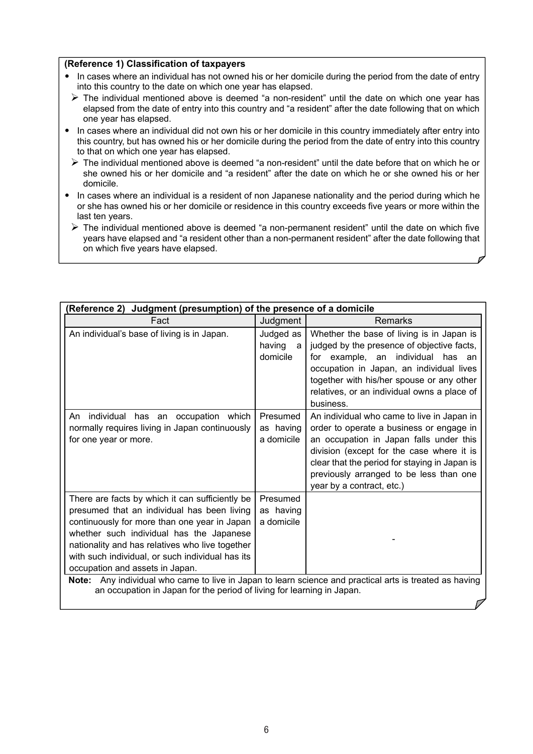**(Reference 1) Classification of taxpayers**

- In cases where an individual has not owned his or her domicile during the period from the date of entry into this country to the date on which one year has elapsed.
  - The individual mentioned above is deemed "a non-resident" until the date on which one year has elapsed from the date of entry into this country and "a resident" after the date following that on which one year has elapsed.
- In cases where an individual did not own his or her domicile in this country immediately after entry into this country, but has owned his or her domicile during the period from the date of entry into this country to that on which one year has elapsed.
  - The individual mentioned above is deemed "a non-resident" until the date before that on which he or she owned his or her domicile and "a resident" after the date on which he or she owned his or her domicile.
- In cases where an individual is a resident of non Japanese nationality and the period during which he or she has owned his or her domicile or residence in this country exceeds five years or more within the last ten years.
  - The individual mentioned above is deemed "a non-permanent resident" until the date on which five years have elapsed and "a resident other than a non-permanent resident" after the date following that on which five years have elapsed.

**(Reference 2) Judgment (presumption) of the presence of a domicile**

| Fact | Judgment | Remarks |
|---|---|---|
| An individual's base of living is in Japan. | Judged as having a domicile | Whether the base of living is in Japan is judged by the presence of objective facts, for example, an individual has an occupation in Japan, an individual lives together with his/her spouse or any other relatives, or an individual owns a place of business. |
| An individual has an occupation which normally requires living in Japan continuously for one year or more. | Presumed as having a domicile | An individual who came to live in Japan in order to operate a business or engage in an occupation in Japan falls under this division (except for the case where it is clear that the period for staying in Japan is previously arranged to be less than one year by a contract, etc.) |
| There are facts by which it can sufficiently be presumed that an individual has been living continuously for more than one year in Japan whether such individual has the Japanese nationality and has relatives who live together with such individual, or such individual has its occupation and assets in Japan. | Presumed as having a domicile | - |

**Note:** Any individual who came to live in Japan to learn science and practical arts is treated as having an occupation in Japan for the period of living for learning in Japan.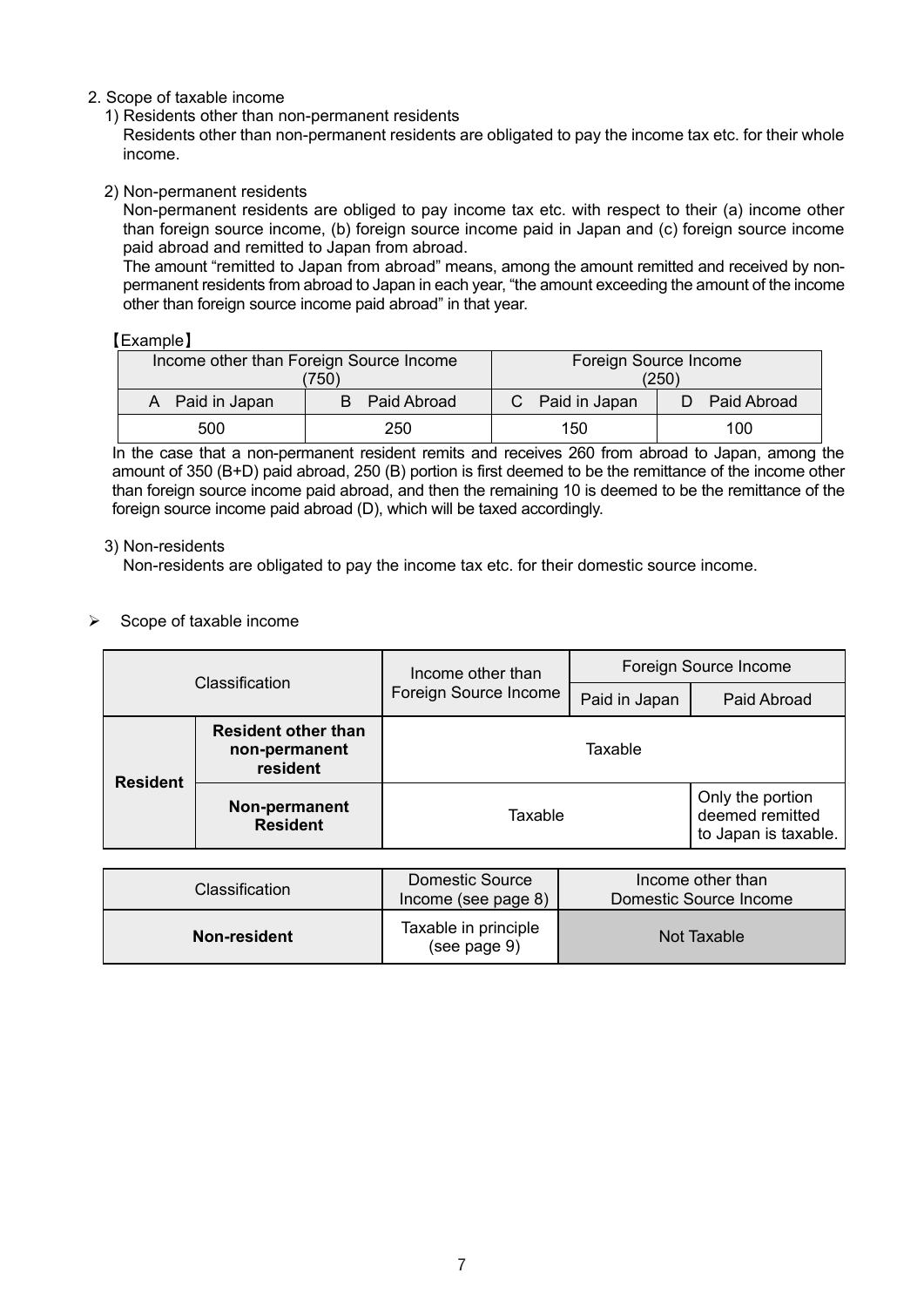## 2. Scope of taxable income

### 1) Residents other than non-permanent residents

Residents other than non-permanent residents are obligated to pay the income tax etc. for their whole income.

### 2) Non-permanent residents

Non-permanent residents are obliged to pay income tax etc. with respect to their (a) income other than foreign source income, (b) foreign source income paid in Japan and (c) foreign source income paid abroad and remitted to Japan from abroad.

The amount "remitted to Japan from abroad" means, among the amount remitted and received by non-permanent residents from abroad to Japan in each year, "the amount exceeding the amount of the income other than foreign source income paid abroad" in that year.

【Example】

| Income other than Foreign Source Income (750) | | Foreign Source Income (250) | |
|---|---|---|---|
| A Paid in Japan | B Paid Abroad | C Paid in Japan | D Paid Abroad |
| 500 | 250 | 150 | 100 |

In the case that a non-permanent resident remits and receives 260 from abroad to Japan, among the amount of 350 (B+D) paid abroad, 250 (B) portion is first deemed to be the remittance of the income other than foreign source income paid abroad, and then the remaining 10 is deemed to be the remittance of the foreign source income paid abroad (D), which will be taxed accordingly.

### 3) Non-residents

Non-residents are obligated to pay the income tax etc. for their domestic source income.

- Scope of taxable income

| Classification | | Income other than Foreign Source Income | Foreign Source Income | |
|---|---|---|---|---|
| | | | Paid in Japan | Paid Abroad |
| **Resident** | **Resident other than non-permanent resident** | Taxable | | |
| | **Non-permanent Resident** | Taxable | | Only the portion deemed remitted to Japan is taxable. |

| Classification | Domestic Source Income (see page 8) | Income other than Domestic Source Income |
|---|---|---|
| **Non-resident** | Taxable in principle (see page 9) | Not Taxable |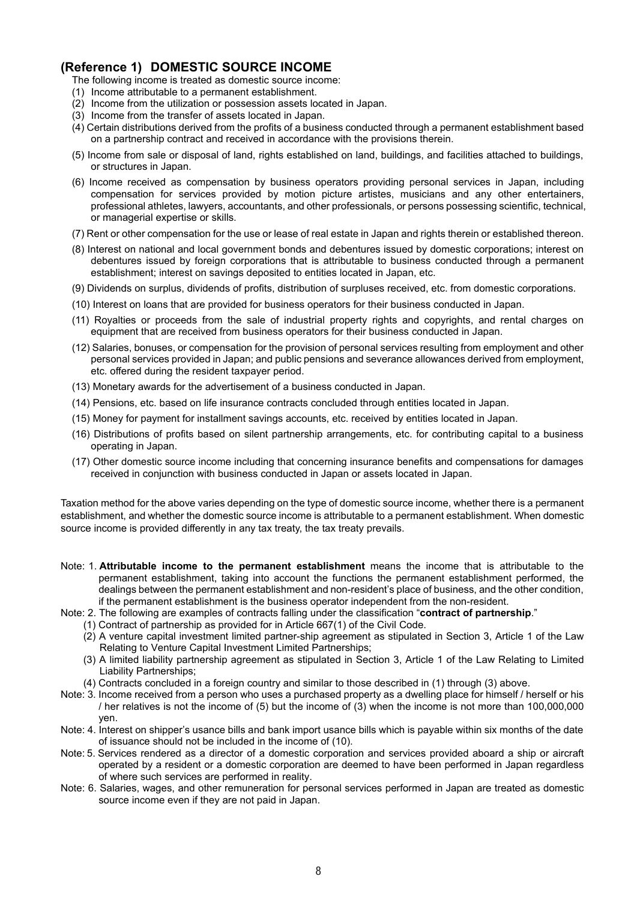## (Reference 1) DOMESTIC SOURCE INCOME

The following income is treated as domestic source income:

(1) Income attributable to a permanent establishment.

(2) Income from the utilization or possession assets located in Japan.

(3) Income from the transfer of assets located in Japan.

(4) Certain distributions derived from the profits of a business conducted through a permanent establishment based on a partnership contract and received in accordance with the provisions therein.

(5) Income from sale or disposal of land, rights established on land, buildings, and facilities attached to buildings, or structures in Japan.

(6) Income received as compensation by business operators providing personal services in Japan, including compensation for services provided by motion picture artistes, musicians and any other entertainers, professional athletes, lawyers, accountants, and other professionals, or persons possessing scientific, technical, or managerial expertise or skills.

(7) Rent or other compensation for the use or lease of real estate in Japan and rights therein or established thereon.

(8) Interest on national and local government bonds and debentures issued by domestic corporations; interest on debentures issued by foreign corporations that is attributable to business conducted through a permanent establishment; interest on savings deposited to entities located in Japan, etc.

(9) Dividends on surplus, dividends of profits, distribution of surpluses received, etc. from domestic corporations.

(10) Interest on loans that are provided for business operators for their business conducted in Japan.

(11) Royalties or proceeds from the sale of industrial property rights and copyrights, and rental charges on equipment that are received from business operators for their business conducted in Japan.

(12) Salaries, bonuses, or compensation for the provision of personal services resulting from employment and other personal services provided in Japan; and public pensions and severance allowances derived from employment, etc. offered during the resident taxpayer period.

(13) Monetary awards for the advertisement of a business conducted in Japan.

(14) Pensions, etc. based on life insurance contracts concluded through entities located in Japan.

(15) Money for payment for installment savings accounts, etc. received by entities located in Japan.

(16) Distributions of profits based on silent partnership arrangements, etc. for contributing capital to a business operating in Japan.

(17) Other domestic source income including that concerning insurance benefits and compensations for damages received in conjunction with business conducted in Japan or assets located in Japan.

Taxation method for the above varies depending on the type of domestic source income, whether there is a permanent establishment, and whether the domestic source income is attributable to a permanent establishment. When domestic source income is provided differently in any tax treaty, the tax treaty prevails.

Note: 1. **Attributable income to the permanent establishment** means the income that is attributable to the permanent establishment, taking into account the functions the permanent establishment performed, the dealings between the permanent establishment and non-resident's place of business, and the other condition, if the permanent establishment is the business operator independent from the non-resident.

Note: 2. The following are examples of contracts falling under the classification "**contract of partnership**."

(1) Contract of partnership as provided for in Article 667(1) of the Civil Code.

(2) A venture capital investment limited partner-ship agreement as stipulated in Section 3, Article 1 of the Law Relating to Venture Capital Investment Limited Partnerships;

(3) A limited liability partnership agreement as stipulated in Section 3, Article 1 of the Law Relating to Limited Liability Partnerships;

(4) Contracts concluded in a foreign country and similar to those described in (1) through (3) above.

Note: 3. Income received from a person who uses a purchased property as a dwelling place for himself / herself or his / her relatives is not the income of (5) but the income of (3) when the income is not more than 100,000,000 yen.

Note: 4. Interest on shipper's usance bills and bank import usance bills which is payable within six months of the date of issuance should not be included in the income of (10).

Note: 5. Services rendered as a director of a domestic corporation and services provided aboard a ship or aircraft operated by a resident or a domestic corporation are deemed to have been performed in Japan regardless of where such services are performed in reality.

Note: 6. Salaries, wages, and other remuneration for personal services performed in Japan are treated as domestic source income even if they are not paid in Japan.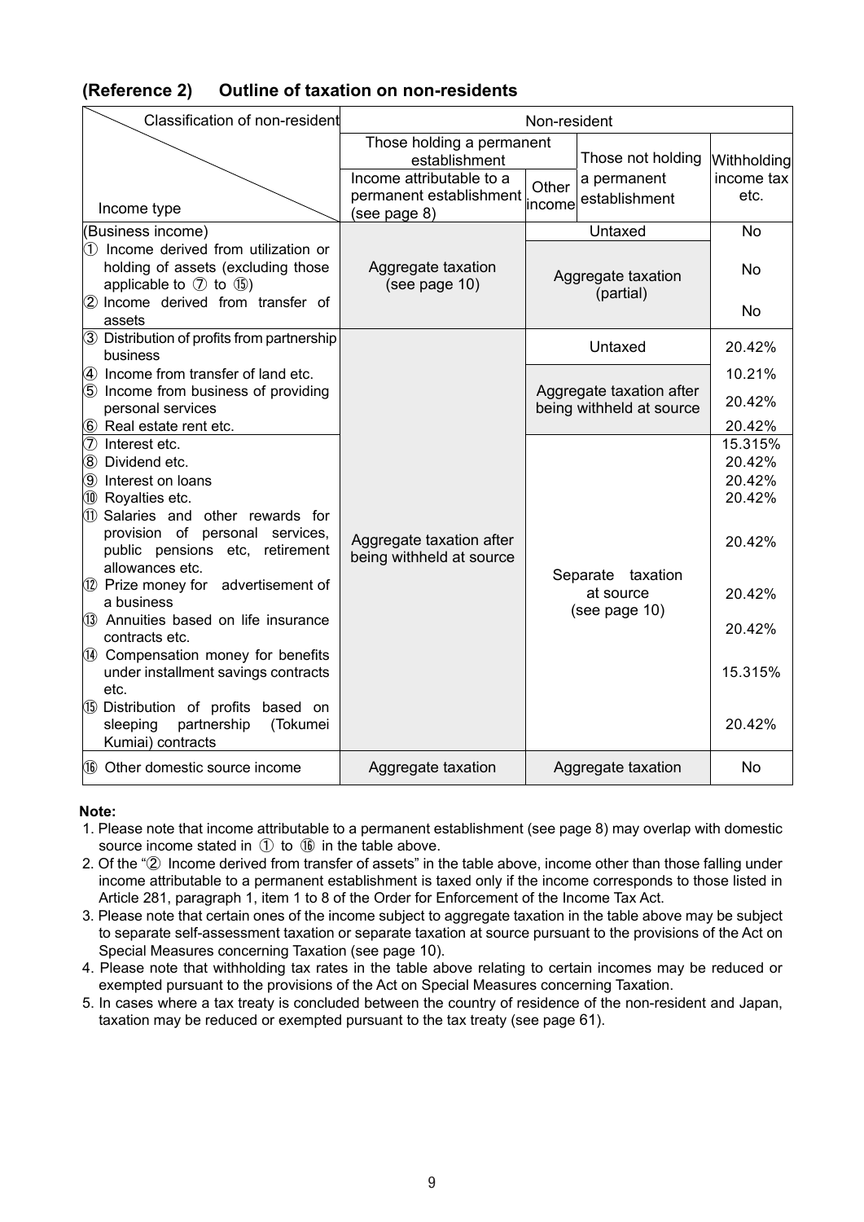## (Reference 2) Outline of taxation on non-residents

| Classification of non-resident / Income type | Non-resident | | | |
|---|---|---|---|---|
| | Those holding a permanent establishment | | Those not holding a permanent establishment | Withholding income tax etc. |
| | Income attributable to a permanent establishment (see page 8) | Other income | | |
| (Business income) | Aggregate taxation (see page 10) | Untaxed | | No |
| ① Income derived from utilization or holding of assets (excluding those applicable to ⑦ to ⑮) | | Aggregate taxation (partial) | | No |
| ② Income derived from transfer of assets | | | | No |
| ③ Distribution of profits from partnership business | Aggregate taxation after being withheld at source | Untaxed | | 20.42% |
| ④ Income from transfer of land etc. | | Aggregate taxation after being withheld at source | | 10.21% |
| ⑤ Income from business of providing personal services | | | | 20.42% |
| ⑥ Real estate rent etc. | | | | 20.42% |
| ⑦ Interest etc. | | Separate taxation at source (see page 10) | | 15.315% |
| ⑧ Dividend etc. | | | | 20.42% |
| ⑨ Interest on loans | | | | 20.42% |
| ⑩ Royalties etc. | | | | 20.42% |
| ⑪ Salaries and other rewards for provision of personal services, public pensions etc, retirement allowances etc. | | | | 20.42% |
| ⑫ Prize money for advertisement of a business | | | | 20.42% |
| ⑬ Annuities based on life insurance contracts etc. | | | | 20.42% |
| ⑭ Compensation money for benefits under installment savings contracts etc. | | | | 15.315% |
| ⑮ Distribution of profits based on sleeping partnership (Tokumei Kumiai) contracts | | | | 20.42% |
| ⑯ Other domestic source income | Aggregate taxation | Aggregate taxation | | No |

**Note:**

1. Please note that income attributable to a permanent establishment (see page 8) may overlap with domestic source income stated in ① to ⑯ in the table above.
2. Of the "② Income derived from transfer of assets" in the table above, income other than those falling under income attributable to a permanent establishment is taxed only if the income corresponds to those listed in Article 281, paragraph 1, item 1 to 8 of the Order for Enforcement of the Income Tax Act.
3. Please note that certain ones of the income subject to aggregate taxation in the table above may be subject to separate self-assessment taxation or separate taxation at source pursuant to the provisions of the Act on Special Measures concerning Taxation (see page 10).
4. Please note that withholding tax rates in the table above relating to certain incomes may be reduced or exempted pursuant to the provisions of the Act on Special Measures concerning Taxation.
5. In cases where a tax treaty is concluded between the country of residence of the non-resident and Japan, taxation may be reduced or exempted pursuant to the tax treaty (see page 61).